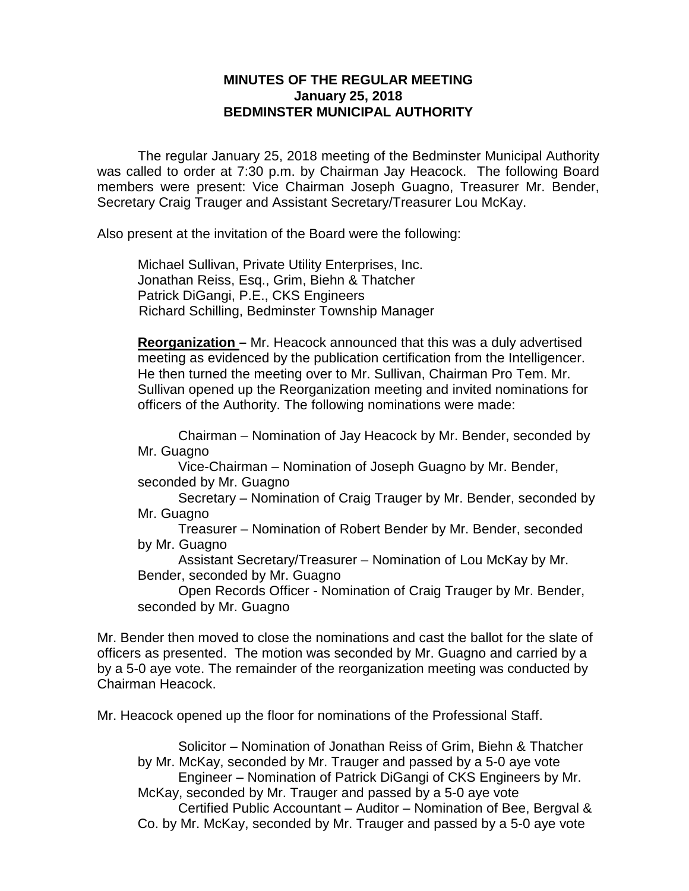**MINUTES OF THE REGULAR MEETING**
**January 25, 2018**
**BEDMINSTER MUNICIPAL AUTHORITY**

The regular January 25, 2018 meeting of the Bedminster Municipal Authority was called to order at 7:30 p.m. by Chairman Jay Heacock. The following Board members were present: Vice Chairman Joseph Guagno, Treasurer Mr. Bender, Secretary Craig Trauger and Assistant Secretary/Treasurer Lou McKay.

Also present at the invitation of the Board were the following:

Michael Sullivan, Private Utility Enterprises, Inc.
Jonathan Reiss, Esq., Grim, Biehn & Thatcher
Patrick DiGangi, P.E., CKS Engineers
Richard Schilling, Bedminster Township Manager

**Reorganization –** Mr. Heacock announced that this was a duly advertised meeting as evidenced by the publication certification from the Intelligencer. He then turned the meeting over to Mr. Sullivan, Chairman Pro Tem. Mr. Sullivan opened up the Reorganization meeting and invited nominations for officers of the Authority. The following nominations were made:

Chairman – Nomination of Jay Heacock by Mr. Bender, seconded by Mr. Guagno
Vice-Chairman – Nomination of Joseph Guagno by Mr. Bender, seconded by Mr. Guagno
Secretary – Nomination of Craig Trauger by Mr. Bender, seconded by Mr. Guagno
Treasurer – Nomination of Robert Bender by Mr. Bender, seconded by Mr. Guagno
Assistant Secretary/Treasurer – Nomination of Lou McKay by Mr. Bender, seconded by Mr. Guagno
Open Records Officer - Nomination of Craig Trauger by Mr. Bender, seconded by Mr. Guagno

Mr. Bender then moved to close the nominations and cast the ballot for the slate of officers as presented. The motion was seconded by Mr. Guagno and carried by a by a 5-0 aye vote. The remainder of the reorganization meeting was conducted by Chairman Heacock.

Mr. Heacock opened up the floor for nominations of the Professional Staff.

Solicitor – Nomination of Jonathan Reiss of Grim, Biehn & Thatcher by Mr. McKay, seconded by Mr. Trauger and passed by a 5-0 aye vote
Engineer – Nomination of Patrick DiGangi of CKS Engineers by Mr. McKay, seconded by Mr. Trauger and passed by a 5-0 aye vote
Certified Public Accountant – Auditor – Nomination of Bee, Bergval & Co. by Mr. McKay, seconded by Mr. Trauger and passed by a 5-0 aye vote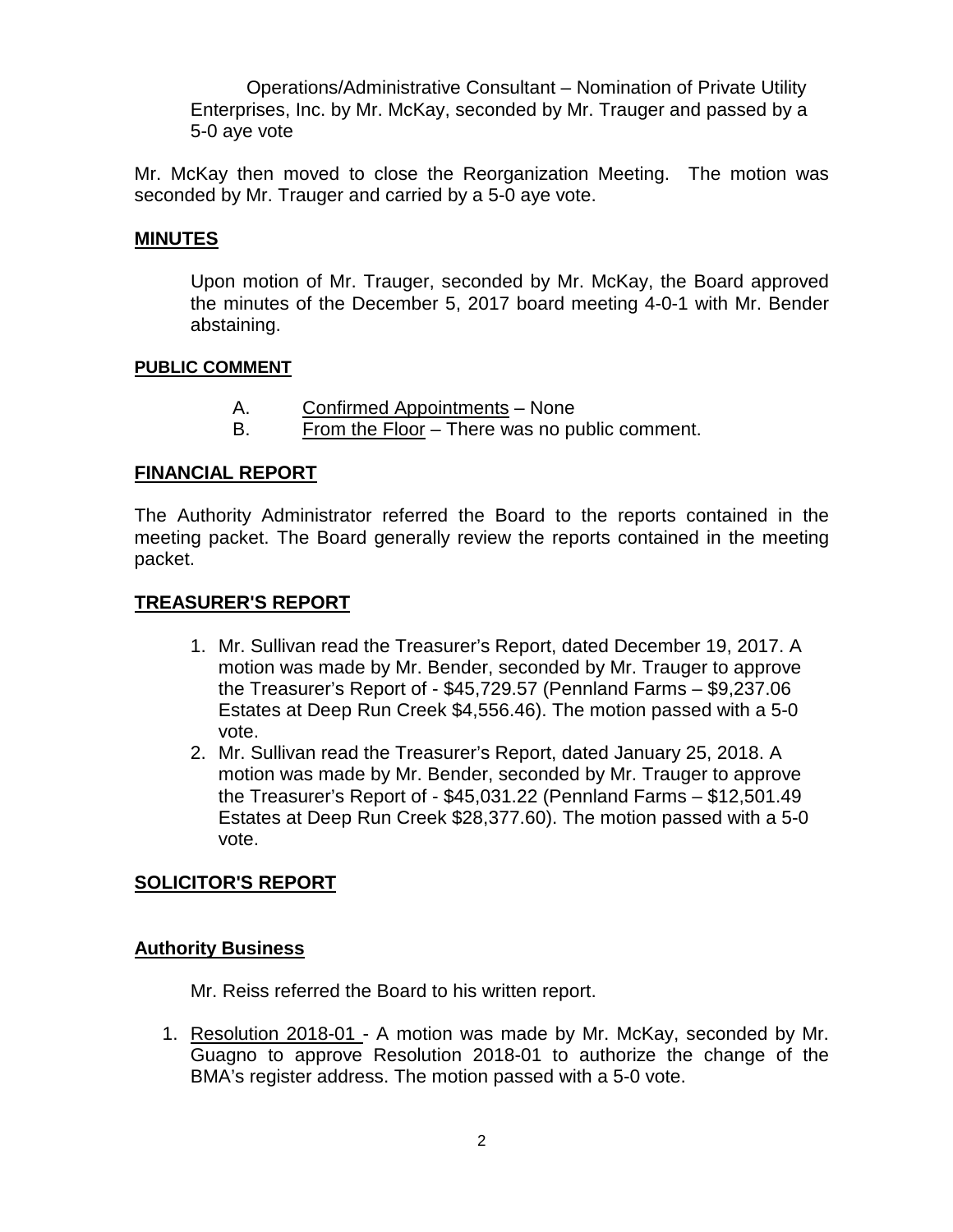Operations/Administrative Consultant – Nomination of Private Utility Enterprises, Inc. by Mr. McKay, seconded by Mr. Trauger and passed by a 5-0 aye vote

Mr. McKay then moved to close the Reorganization Meeting. The motion was seconded by Mr. Trauger and carried by a 5-0 aye vote.

## MINUTES

Upon motion of Mr. Trauger, seconded by Mr. McKay, the Board approved the minutes of the December 5, 2017 board meeting 4-0-1 with Mr. Bender abstaining.

## PUBLIC COMMENT

A. Confirmed Appointments – None
B. From the Floor – There was no public comment.

## FINANCIAL REPORT

The Authority Administrator referred the Board to the reports contained in the meeting packet. The Board generally review the reports contained in the meeting packet.

## TREASURER'S REPORT

1. Mr. Sullivan read the Treasurer's Report, dated December 19, 2017. A motion was made by Mr. Bender, seconded by Mr. Trauger to approve the Treasurer's Report of - $45,729.57 (Pennland Farms – $9,237.06 Estates at Deep Run Creek $4,556.46). The motion passed with a 5-0 vote.
2. Mr. Sullivan read the Treasurer's Report, dated January 25, 2018. A motion was made by Mr. Bender, seconded by Mr. Trauger to approve the Treasurer's Report of - $45,031.22 (Pennland Farms – $12,501.49 Estates at Deep Run Creek $28,377.60). The motion passed with a 5-0 vote.

## SOLICITOR'S REPORT

## Authority Business

Mr. Reiss referred the Board to his written report.

1. Resolution 2018-01 - A motion was made by Mr. McKay, seconded by Mr. Guagno to approve Resolution 2018-01 to authorize the change of the BMA's register address. The motion passed with a 5-0 vote.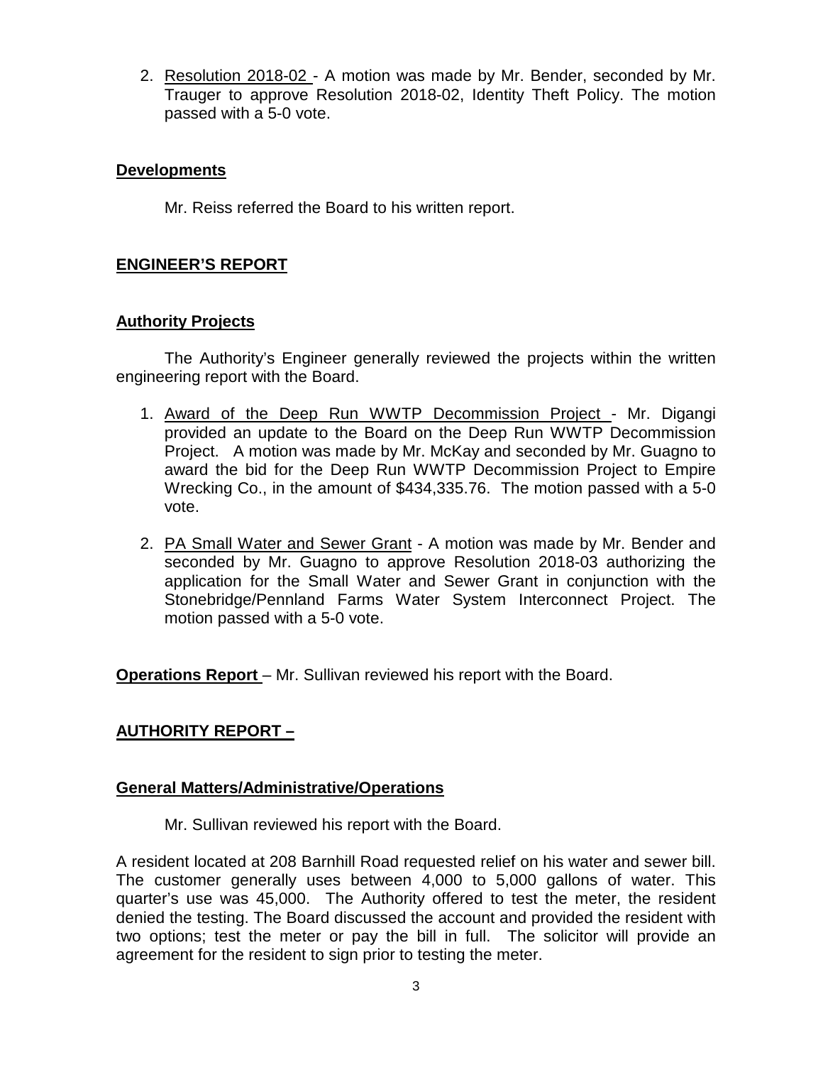2. <u>Resolution 2018-02</u> - A motion was made by Mr. Bender, seconded by Mr. Trauger to approve Resolution 2018-02, Identity Theft Policy. The motion passed with a 5-0 vote.

## **<u>Developments</u>**

Mr. Reiss referred the Board to his written report.

## **<u>ENGINEER'S REPORT</u>**

### **<u>Authority Projects</u>**

The Authority's Engineer generally reviewed the projects within the written engineering report with the Board.

1. <u>Award of the Deep Run WWTP Decommission Project</u> - Mr. Digangi provided an update to the Board on the Deep Run WWTP Decommission Project. A motion was made by Mr. McKay and seconded by Mr. Guagno to award the bid for the Deep Run WWTP Decommission Project to Empire Wrecking Co., in the amount of $434,335.76. The motion passed with a 5-0 vote.

2. <u>PA Small Water and Sewer Grant</u> - A motion was made by Mr. Bender and seconded by Mr. Guagno to approve Resolution 2018-03 authorizing the application for the Small Water and Sewer Grant in conjunction with the Stonebridge/Pennland Farms Water System Interconnect Project. The motion passed with a 5-0 vote.

**<u>Operations Report</u>** – Mr. Sullivan reviewed his report with the Board.

## **<u>AUTHORITY REPORT –</u>**

### **<u>General Matters/Administrative/Operations</u>**

Mr. Sullivan reviewed his report with the Board.

A resident located at 208 Barnhill Road requested relief on his water and sewer bill. The customer generally uses between 4,000 to 5,000 gallons of water. This quarter's use was 45,000. The Authority offered to test the meter, the resident denied the testing. The Board discussed the account and provided the resident with two options; test the meter or pay the bill in full. The solicitor will provide an agreement for the resident to sign prior to testing the meter.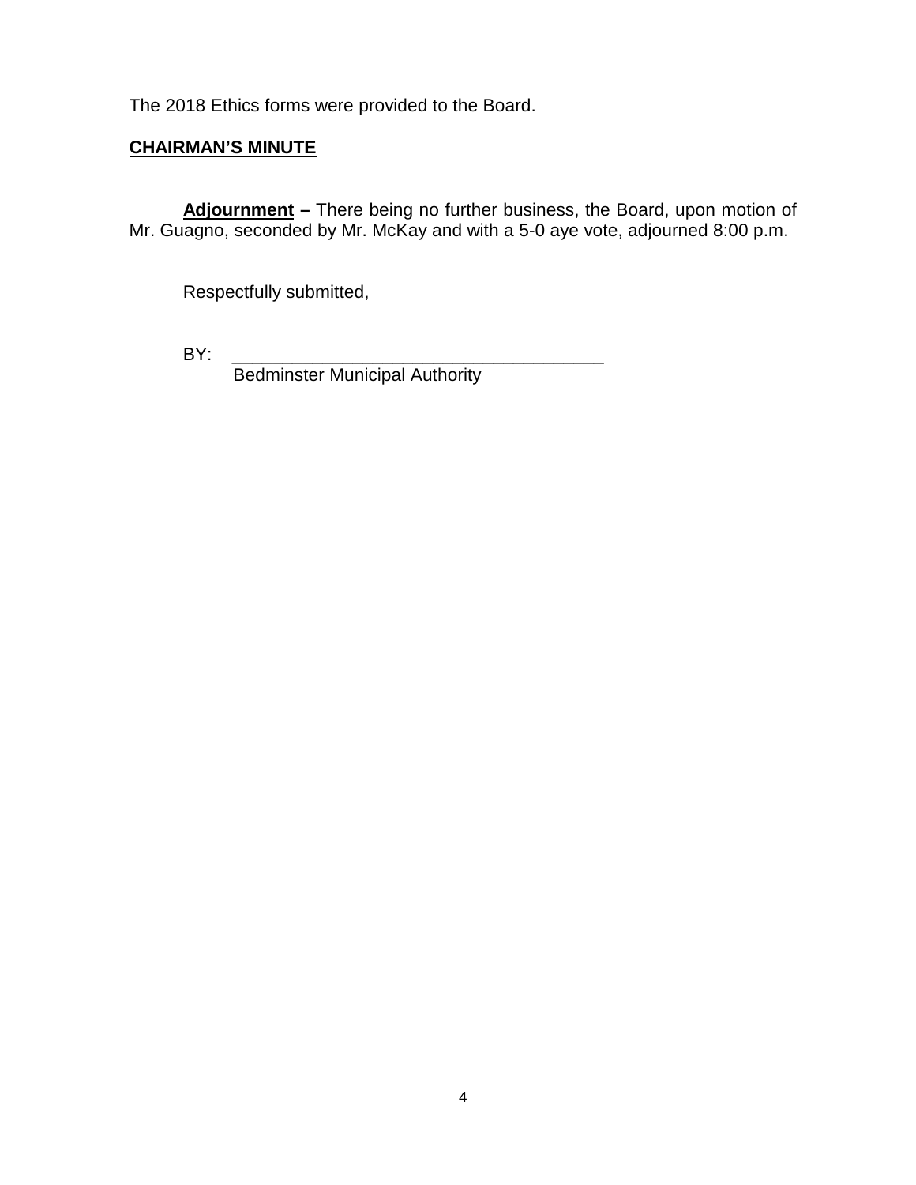The 2018 Ethics forms were provided to the Board.

**CHAIRMAN'S MINUTE**

**Adjournment –** There being no further business, the Board, upon motion of Mr. Guagno, seconded by Mr. McKay and with a 5-0 aye vote, adjourned 8:00 p.m.

Respectfully submitted,

BY: ______________________________________
Bedminster Municipal Authority